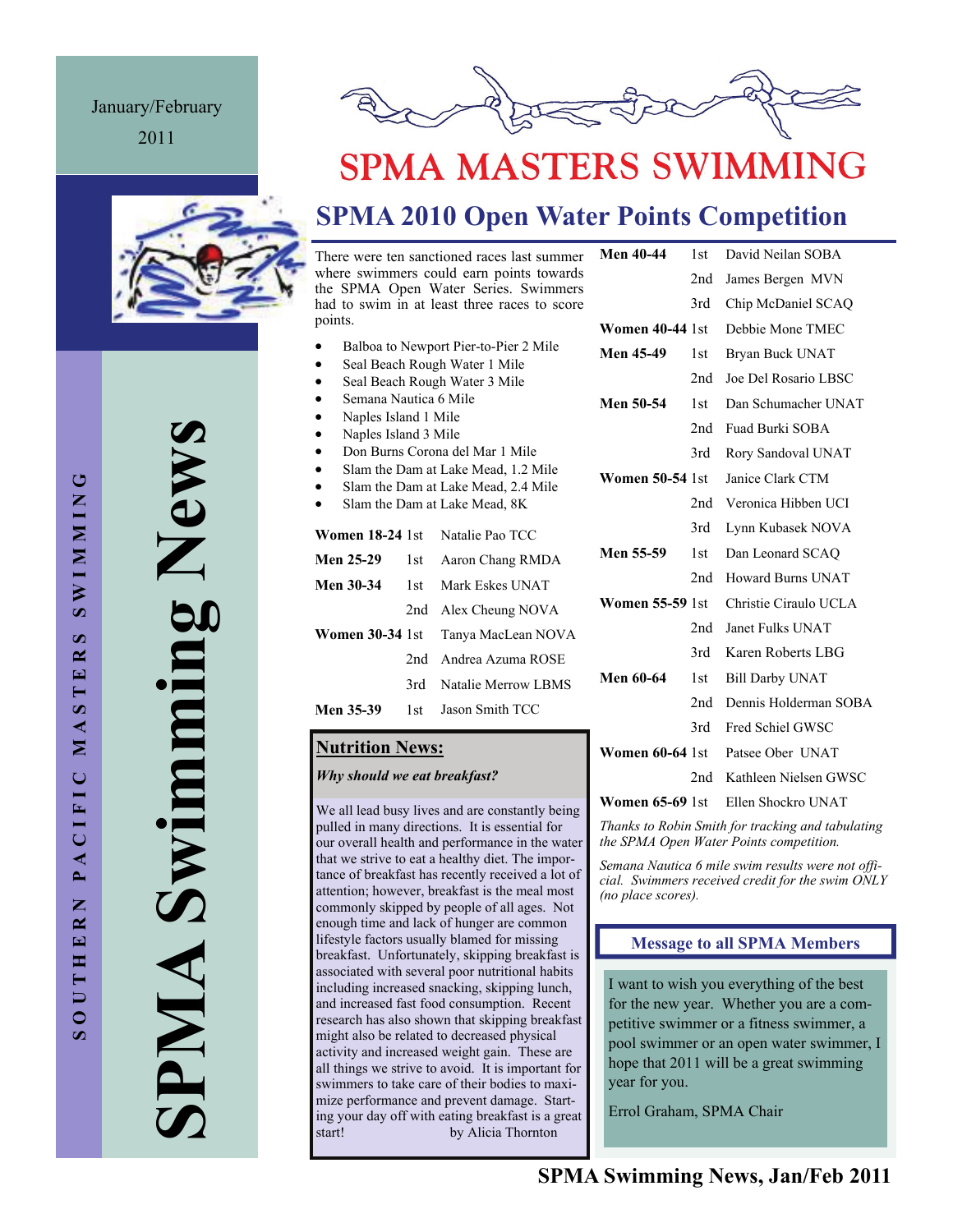January/February 2011

# SPMA Swimming News

SOUTHERN PACIFIC MASTERS SWIMMING

# SPMA MASTERS SWIMMING

## SPMA 2010 Open Water Points Competition

There were ten sanctioned races last summer where swimmers could earn points towards the SPMA Open Water Series. Swimmers had to swim in at least three races to score points.

- Balboa to Newport Pier-to-Pier 2 Mile
- Seal Beach Rough Water 1 Mile
- Seal Beach Rough Water 3 Mile
- Semana Nautica 6 Mile
- Naples Island 1 Mile
- Naples Island 3 Mile
- Don Burns Corona del Mar 1 Mile
- Slam the Dam at Lake Mead, 1.2 Mile
- Slam the Dam at Lake Mead, 2.4 Mile
- Slam the Dam at Lake Mead, 8K

| Division | Place | Name |
|---|---|---|
| **Women 18-24** | 1st | Natalie Pao TCC |
| **Men 25-29** | 1st | Aaron Chang RMDA |
| **Men 30-34** | 1st | Mark Eskes UNAT |
| | 2nd | Alex Cheung NOVA |
| **Women 30-34** | 1st | Tanya MacLean NOVA |
| | 2nd | Andrea Azuma ROSE |
| | 3rd | Natalie Merrow LBMS |
| **Men 35-39** | 1st | Jason Smith TCC |
| **Men 40-44** | 1st | David Neilan SOBA |
| | 2nd | James Bergen MVN |
| | 3rd | Chip McDaniel SCAQ |
| **Women 40-44** | 1st | Debbie Mone TMEC |
| **Men 45-49** | 1st | Bryan Buck UNAT |
| | 2nd | Joe Del Rosario LBSC |
| **Men 50-54** | 1st | Dan Schumacher UNAT |
| | 2nd | Fuad Burki SOBA |
| | 3rd | Rory Sandoval UNAT |
| **Women 50-54** | 1st | Janice Clark CTM |
| | 2nd | Veronica Hibben UCI |
| | 3rd | Lynn Kubasek NOVA |
| **Men 55-59** | 1st | Dan Leonard SCAQ |
| | 2nd | Howard Burns UNAT |
| **Women 55-59** | 1st | Christie Ciraulo UCLA |
| | 2nd | Janet Fulks UNAT |
| | 3rd | Karen Roberts LBG |
| **Men 60-64** | 1st | Bill Darby UNAT |
| | 2nd | Dennis Holderman SOBA |
| | 3rd | Fred Schiel GWSC |
| **Women 60-64** | 1st | Patsee Ober UNAT |
| | 2nd | Kathleen Nielsen GWSC |
| **Women 65-69** | 1st | Ellen Shockro UNAT |

*Thanks to Robin Smith for tracking and tabulating the SPMA Open Water Points competition.*

*Semana Nautica 6 mile swim results were not official. Swimmers received credit for the swim ONLY (no place scores).*

### Nutrition News:

***Why should we eat breakfast?***

We all lead busy lives and are constantly being pulled in many directions. It is essential for our overall health and performance in the water that we strive to eat a healthy diet. The importance of breakfast has recently received a lot of attention; however, breakfast is the meal most commonly skipped by people of all ages. Not enough time and lack of hunger are common lifestyle factors usually blamed for missing breakfast. Unfortunately, skipping breakfast is associated with several poor nutritional habits including increased snacking, skipping lunch, and increased fast food consumption. Recent research has also shown that skipping breakfast might also be related to decreased physical activity and increased weight gain. These are all things we strive to avoid. It is important for swimmers to take care of their bodies to maximize performance and prevent damage. Starting your day off with eating breakfast is a great start! by Alicia Thornton

### Message to all SPMA Members

I want to wish you everything of the best for the new year. Whether you are a competitive swimmer or a fitness swimmer, a pool swimmer or an open water swimmer, I hope that 2011 will be a great swimming year for you.

Errol Graham, SPMA Chair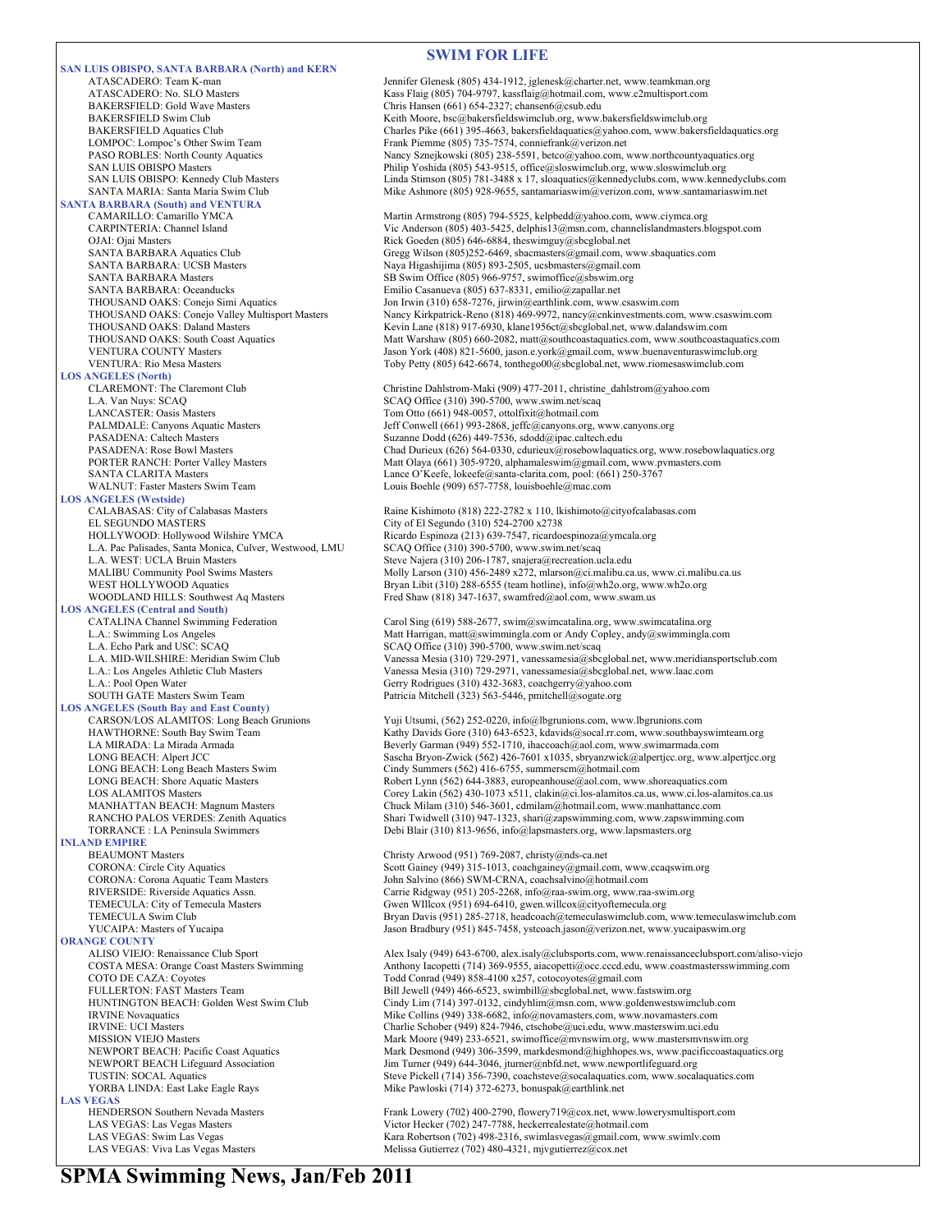## SWIM FOR LIFE

### SAN LUIS OBISPO, SANTA BARBARA (North) and KERN

ATASCADERO: Team K-man — Jennifer Glenesk (805) 434-1912, jglenesk@charter.net, www.teamkman.org
ATASCADERO: No. SLO Masters — Kass Flaig (805) 704-9797, kassflaig@hotmail.com, www.c2multisport.com
BAKERSFIELD: Gold Wave Masters — Chris Hansen (661) 654-2327; chansen6@csub.edu
BAKERSFIELD Swim Club — Keith Moore, bsc@bakersfieldswimclub.org, www.bakersfieldswimclub.org
BAKERSFIELD Aquatics Club — Charles Pike (661) 395-4663, bakersfieldaquatics@yahoo.com, www.bakersfieldaquatics.org
LOMPOC: Lompoc's Other Swim Team — Frank Piemme (805) 735-7574, conniefrank@verizon.net
PASO ROBLES: North County Aquatics — Nancy Sznejkowski (805) 238-5591, betco@yahoo.com, www.northcountyaquatics.org
SAN LUIS OBISPO Masters — Philip Yoshida (805) 543-9515, office@sloswimclub.org, www.sloswimclub.org
SAN LUIS OBISPO: Kennedy Club Masters — Linda Stimson (805) 781-3488 x 17, sloaquatics@kennedyclubs.com, www.kennedyclubs.com
SANTA MARIA: Santa Maria Swim Club — Mike Ashmore (805) 928-9655, santamariaswim@verizon.com, www.santamariaswim.net

### SANTA BARBARA (South) and VENTURA

CAMARILLO: Camarillo YMCA — Martin Armstrong (805) 794-5525, kelpbedd@yahoo.com, www.ciymca.org
CARPINTERIA: Channel Island — Vic Anderson (805) 403-5425, delphis13@msn.com, channelislandmasters.blogspot.com
OJAI: Ojai Masters — Rick Goeden (805) 646-6884, theswimguy@sbcglobal.net
SANTA BARBARA Aquatics Club — Gregg Wilson (805)252-6469, sbacmasters@gmail.com, www.sbaquatics.com
SANTA BARBARA: UCSB Masters — Naya Higashijima (805) 893-2505, ucsbmasters@gmail.com
SANTA BARBARA Masters — SB Swim Office (805) 966-9757, swimoffice@sbswim.org
SANTA BARBARA: Oceanducks — Emilio Casanueva (805) 637-8331, emilio@zapallar.net
THOUSAND OAKS: Conejo Simi Aquatics — Jon Irwin (310) 658-7276, jirwin@earthlink.com, www.csaswim.com
THOUSAND OAKS: Conejo Valley Multisport Masters — Nancy Kirkpatrick-Reno (818) 469-9972, nancy@cnkinvestments.com, www.csaswim.com
THOUSAND OAKS: Daland Masters — Kevin Lane (818) 917-6930, klane1956ct@sbcglobal.net, www.dalandswim.com
THOUSAND OAKS: South Coast Aquatics — Matt Warshaw (805) 660-2082, matt@southcoastaquatics.com, www.southcoastaquatics.com
VENTURA COUNTY Masters — Jason York (408) 821-5600, jason.e.york@gmail.com, www.buenaventuraswimclub.org
VENTURA: Rio Mesa Masters — Toby Petty (805) 642-6674, tonthego00@sbcglobal.net, www.riomesaswimclub.com

### LOS ANGELES (North)

CLAREMONT: The Claremont Club — Christine Dahlstrom-Maki (909) 477-2011, christine_dahlstrom@yahoo.com
L.A. Van Nuys: SCAQ — SCAQ Office (310) 390-5700, www.swim.net/scaq
LANCASTER: Oasis Masters — Tom Otto (661) 948-0057, ottolfixit@hotmail.com
PALMDALE: Canyons Aquatic Masters — Jeff Conwell (661) 993-2868, jeffc@canyons.org, www.canyons.org
PASADENA: Caltech Masters — Suzanne Dodd (626) 449-7536, sdodd@ipac.caltech.edu
PASADENA: Rose Bowl Masters — Chad Durieux (626) 564-0330, cdurieux@rosebowlaquatics.org, www.rosebowlaquatics.org
PORTER RANCH: Porter Valley Masters — Matt Olaya (661) 305-9720, alphamaleswim@gmail.com, www.pvmasters.com
SANTA CLARITA Masters — Lance O'Keefe, lokeefe@santa-clarita.com, pool: (661) 250-3767
WALNUT: Faster Masters Swim Team — Louis Boehle (909) 657-7758, louisboehle@mac.com

### LOS ANGELES (Westside)

CALABASAS: City of Calabasas Masters — Raine Kishimoto (818) 222-2782 x 110, lkishimoto@cityofcalabasas.com
EL SEGUNDO MASTERS — City of El Segundo (310) 524-2700 x2738
HOLLYWOOD: Hollywood Wilshire YMCA — Ricardo Espinoza (213) 639-7547, ricardoespinoza@ymcala.org
L.A. Pac Palisades, Santa Monica, Culver, Westwood, LMU — SCAQ Office (310) 390-5700, www.swim.net/scaq
L.A. WEST: UCLA Bruin Masters — Steve Najera (310) 206-1787, snajera@recreation.ucla.edu
MALIBU Community Pool Swims Masters — Molly Larson (310) 456-2489 x272, mlarson@ci.malibu.ca.us, www.ci.malibu.ca.us
WEST HOLLYWOOD Aquatics — Bryan Libit (310) 288-6555 (team hotline), info@wh2o.org, www.wh2o.org
WOODLAND HILLS: Southwest Aq Masters — Fred Shaw (818) 347-1637, swamfred@aol.com, www.swam.us

### LOS ANGELES (Central and South)

CATALINA Channel Swimming Federation — Carol Sing (619) 588-2677, swim@swimcatalina.org, www.swimcatalina.org
L.A.: Swimming Los Angeles — Matt Harrigan, matt@swimmingla.com or Andy Copley, andy@swimmingla.com
L.A. Echo Park and USC: SCAQ — SCAQ Office (310) 390-5700, www.swim.net/scaq
L.A. MID-WILSHIRE: Meridian Swim Club — Vanessa Mesia (310) 729-2971, vanessamesia@sbcglobal.net, www.meridiansportsclub.com
L.A.: Los Angeles Athletic Club Masters — Vanessa Mesia (310) 729-2971, vanessamesia@sbcglobal.net, www.laac.com
L.A.: Pool Open Water — Gerry Rodrigues (310) 432-3683, coachgerry@yahoo.com
SOUTH GATE Masters Swim Team — Patricia Mitchell (323) 563-5446, pmitchell@sogate.org

### LOS ANGELES (South Bay and East County)

CARSON/LOS ALAMITOS: Long Beach Grunions — Yuji Utsumi, (562) 252-0220, info@lbgrunions.com, www.lbgrunions.com
HAWTHORNE: South Bay Swim Team — Kathy Davids Gore (310) 643-6523, kdavids@socal.rr.com, www.southbayswimteam.org
LA MIRADA: La Mirada Armada — Beverly Garman (949) 552-1710, ihaccoach@aol.com, www.swimarmada.com
LONG BEACH: Alpert JCC — Sascha Bryon-Zwick (562) 426-7601 x1035, sbryanzwick@alpertjcc.org, www.alpertjcc.org
LONG BEACH: Long Beach Masters Swim — Cindy Summers (562) 416-6755, summerscm@hotmail.com
LONG BEACH: Shore Aquatic Masters — Robert Lynn (562) 644-3883, europeanhouse@aol.com, www.shoreaquatics.com
LOS ALAMITOS Masters — Corey Lakin (562) 430-1073 x511, clakin@ci.los-alamitos.ca.us, www.ci.los-alamitos.ca.us
MANHATTAN BEACH: Magnum Masters — Chuck Milam (310) 546-3601, cdmilam@hotmail.com, www.manhattancc.com
RANCHO PALOS VERDES: Zenith Aquatics — Shari Twidwell (310) 947-1323, shari@zapswimming.com, www.zapswimming.com
TORRANCE : LA Peninsula Swimmers — Debi Blair (310) 813-9656, info@lapsmasters.org, www.lapsmasters.org

### INLAND EMPIRE

BEAUMONT Masters — Christy Arwood (951) 769-2087, christy@nds-ca.net
CORONA: Circle City Aquatics — Scott Gainey (949) 315-1013, coachgainey@gmail.com, www.ccaqswim.org
CORONA: Corona Aquatic Team Masters — John Salvino (866) SWM-CRNA, coachsalvino@hotmail.com
RIVERSIDE: Riverside Aquatics Assn. — Carrie Ridgway (951) 205-2268, info@raa-swim.org, www.raa-swim.org
TEMECULA: City of Temecula Masters — Gwen WIllcox (951) 694-6410, gwen.willcox@cityoftemecula.org
TEMECULA Swim Club — Bryan Davis (951) 285-2718, headcoach@temeculaswimclub.com, www.temeculaswimclub.com
YUCAIPA: Masters of Yucaipa — Jason Bradbury (951) 845-7458, ystcoach.jason@verizon.net, www.yucaipaswim.org

### ORANGE COUNTY

ALISO VIEJO: Renaissance Club Sport — Alex Isaly (949) 643-6700, alex.isaly@clubsports.com, www.renaissanceclubsport.com/aliso-viejo
COSTA MESA: Orange Coast Masters Swimming — Anthony Iacopetti (714) 369-9555, aiacopetti@occ.cccd.edu, www.coastmastersswimming.com
COTO DE CAZA: Coyotes — Todd Conrad (949) 858-4100 x257, cotocoyotes@gmail.com
FULLERTON: FAST Masters Team — Bill Jewell (949) 466-6523, swimbill@sbcglobal.net, www.fastswim.org
HUNTINGTON BEACH: Golden West Swim Club — Cindy Lim (714) 397-0132, cindyhlim@msn.com, www.goldenwestswimclub.com
IRVINE Novaquatics — Mike Collins (949) 338-6682, info@novamasters.com, www.novamasters.com
IRVINE: UCI Masters — Charlie Schober (949) 824-7946, ctschobe@uci.edu, www.masterswim.uci.edu
MISSION VIEJO Masters — Mark Moore (949) 233-6521, swimoffice@mvnswim.org, www.mastersmvnswim.org
NEWPORT BEACH: Pacific Coast Aquatics — Mark Desmond (949) 306-3599, markdesmond@highhopes.ws, www.pacificcoastaquatics.org
NEWPORT BEACH Lifeguard Association — Jim Turner (949) 644-3046, jturner@nbfd.net, www.newportlifeguard.org
TUSTIN: SOCAL Aquatics — Steve Pickell (714) 356-7390, coachsteve@socalaquatics.com, www.socalaquatics.com
YORBA LINDA: East Lake Eagle Rays — Mike Pawloski (714) 372-6273, bonuspak@earthlink.net

### LAS VEGAS

HENDERSON Southern Nevada Masters — Frank Lowery (702) 400-2790, flowery719@cox.net, www.lowerysmultisport.com
LAS VEGAS: Las Vegas Masters — Victor Hecker (702) 247-7788, heckerrealestate@hotmail.com
LAS VEGAS: Swim Las Vegas — Kara Robertson (702) 498-2316, swimlasvegas@gmail.com, www.swimlv.com
LAS VEGAS: Viva Las Vegas Masters — Melissa Gutierrez (702) 480-4321, mjvgutierrez@cox.net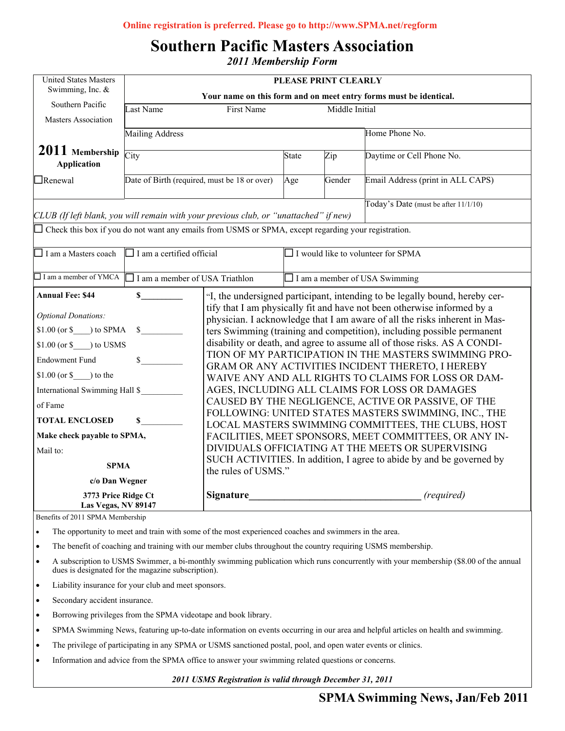Online registration is preferred. Please go to http://www.SPMA.net/regform

# Southern Pacific Masters Association

*2011 Membership Form*

United States Masters Swimming, Inc. & Southern Pacific Masters Association

**2011 Membership Application**

☐Renewal

**PLEASE PRINT CLEARLY**

**Your name on this form and on meet entry forms must be identical.**

| Last Name | First Name | | Middle Initial | |
|---|---|---|---|---|
| Mailing Address | | | | Home Phone No. |
| City | | State | Zip | Daytime or Cell Phone No. |
| Date of Birth (required, must be 18 or over) | | Age | Gender | Email Address (print in ALL CAPS) |

*CLUB (If left blank, you will remain with your previous club, or "unattached" if new)*

Today's Date (must be after 11/1/10)

☐ Check this box if you do not want any emails from USMS or SPMA, except regarding your registration.

☐ I am a Masters coach ☐ I am a certified official ☐ I would like to volunteer for SPMA

☐ I am a member of YMCA ☐ I am a member of USA Triathlon ☐ I am a member of USA Swimming

**Annual Fee: $44** $_________

*Optional Donations:*

$1.00 (or $____) to SPMA $_________

$1.00 (or $____) to USMS Endowment Fund $_________

$1.00 (or $____) to the International Swimming Hall of Fame $_________

**TOTAL ENCLOSED** $_________

**Make check payable to SPMA,**

Mail to:

**SPMA**
**c/o Dan Wegner**
**3773 Price Ridge Ct**
**Las Vegas, NV 89147**

"I, the undersigned participant, intending to be legally bound, hereby certify that I am physically fit and have not been otherwise informed by a physician. I acknowledge that I am aware of all the risks inherent in Masters Swimming (training and competition), including possible permanent disability or death, and agree to assume all of those risks. AS A CONDITION OF MY PARTICIPATION IN THE MASTERS SWIMMING PROGRAM OR ANY ACTIVITIES INCIDENT THERETO, I HEREBY WAIVE ANY AND ALL RIGHTS TO CLAIMS FOR LOSS OR DAMAGES, INCLUDING ALL CLAIMS FOR LOSS OR DAMAGES CAUSED BY THE NEGLIGENCE, ACTIVE OR PASSIVE, OF THE FOLLOWING: UNITED STATES MASTERS SWIMMING, INC., THE LOCAL MASTERS SWIMMING COMMITTEES, THE CLUBS, HOST FACILITIES, MEET SPONSORS, MEET COMMITTEES, OR ANY INDIVIDUALS OFFICIATING AT THE MEETS OR SUPERVISING SUCH ACTIVITIES. In addition, I agree to abide by and be governed by the rules of USMS."

**Signature**__________________________________ *(required)*

Benefits of 2011 SPMA Membership

- The opportunity to meet and train with some of the most experienced coaches and swimmers in the area.
- The benefit of coaching and training with our member clubs throughout the country requiring USMS membership.
- A subscription to USMS Swimmer, a bi-monthly swimming publication which runs concurrently with your membership ($8.00 of the annual dues is designated for the magazine subscription).
- Liability insurance for your club and meet sponsors.
- Secondary accident insurance.
- Borrowing privileges from the SPMA videotape and book library.
- SPMA Swimming News, featuring up-to-date information on events occurring in our area and helpful articles on health and swimming.
- The privilege of participating in any SPMA or USMS sanctioned postal, pool, and open water events or clinics.
- Information and advice from the SPMA office to answer your swimming related questions or concerns.

***2011 USMS Registration is valid through December 31, 2011***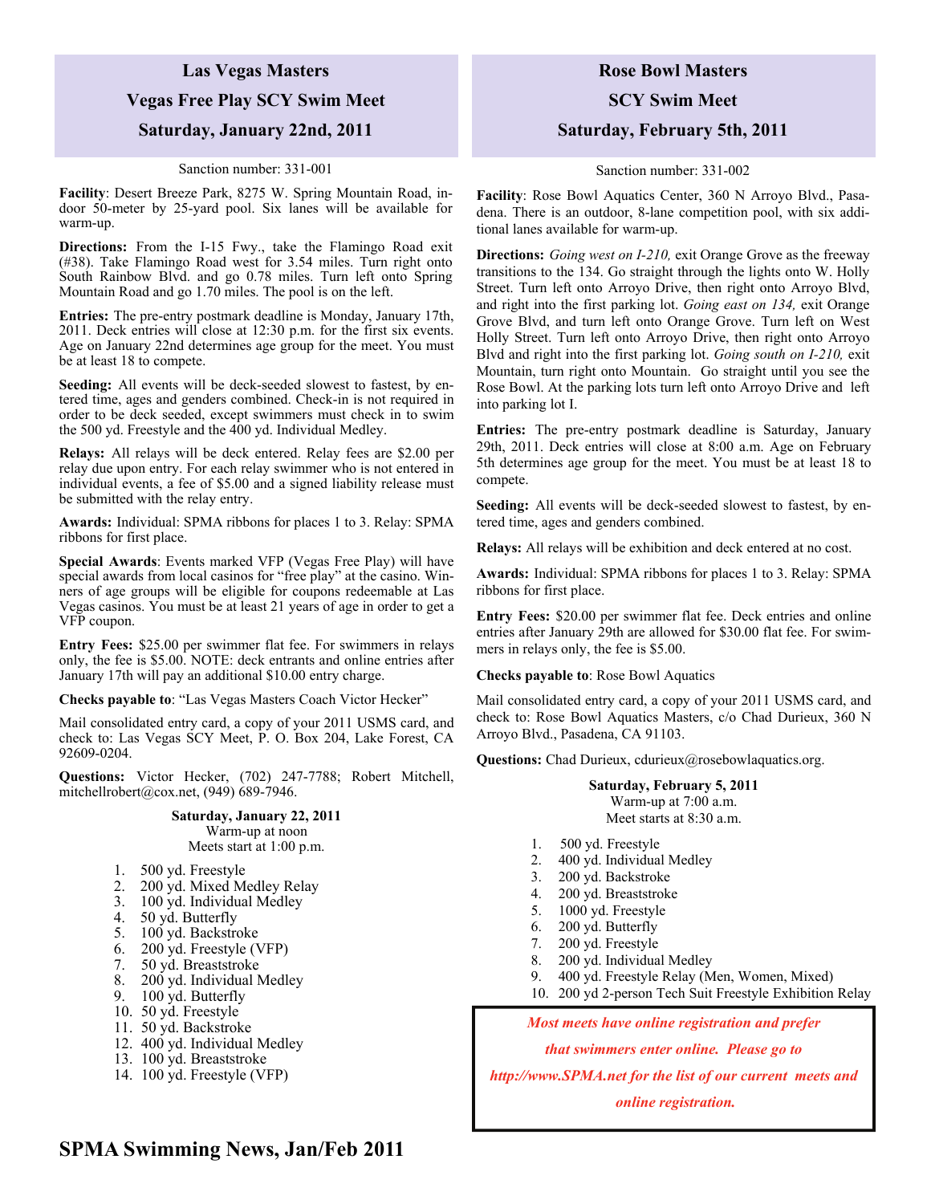## Las Vegas Masters

## Vegas Free Play SCY Swim Meet

## Saturday, January 22nd, 2011

Sanction number: 331-001

**Facility**: Desert Breeze Park, 8275 W. Spring Mountain Road, indoor 50-meter by 25-yard pool. Six lanes will be available for warm-up.

**Directions:** From the I-15 Fwy., take the Flamingo Road exit (#38). Take Flamingo Road west for 3.54 miles. Turn right onto South Rainbow Blvd. and go 0.78 miles. Turn left onto Spring Mountain Road and go 1.70 miles. The pool is on the left.

**Entries:** The pre-entry postmark deadline is Monday, January 17th, 2011. Deck entries will close at 12:30 p.m. for the first six events. Age on January 22nd determines age group for the meet. You must be at least 18 to compete.

**Seeding:** All events will be deck-seeded slowest to fastest, by entered time, ages and genders combined. Check-in is not required in order to be deck seeded, except swimmers must check in to swim the 500 yd. Freestyle and the 400 yd. Individual Medley.

**Relays:** All relays will be deck entered. Relay fees are $2.00 per relay due upon entry. For each relay swimmer who is not entered in individual events, a fee of $5.00 and a signed liability release must be submitted with the relay entry.

**Awards:** Individual: SPMA ribbons for places 1 to 3. Relay: SPMA ribbons for first place.

**Special Awards**: Events marked VFP (Vegas Free Play) will have special awards from local casinos for "free play" at the casino. Winners of age groups will be eligible for coupons redeemable at Las Vegas casinos. You must be at least 21 years of age in order to get a VFP coupon.

**Entry Fees:** $25.00 per swimmer flat fee. For swimmers in relays only, the fee is $5.00. NOTE: deck entrants and online entries after January 17th will pay an additional $10.00 entry charge.

**Checks payable to**: "Las Vegas Masters Coach Victor Hecker"

Mail consolidated entry card, a copy of your 2011 USMS card, and check to: Las Vegas SCY Meet, P. O. Box 204, Lake Forest, CA 92609-0204.

**Questions:** Victor Hecker, (702) 247-7788; Robert Mitchell, mitchellrobert@cox.net, (949) 689-7946.

**Saturday, January 22, 2011**
Warm-up at noon
Meets start at 1:00 p.m.

1. 500 yd. Freestyle
2. 200 yd. Mixed Medley Relay
3. 100 yd. Individual Medley
4. 50 yd. Butterfly
5. 100 yd. Backstroke
6. 200 yd. Freestyle (VFP)
7. 50 yd. Breaststroke
8. 200 yd. Individual Medley
9. 100 yd. Butterfly
10. 50 yd. Freestyle
11. 50 yd. Backstroke
12. 400 yd. Individual Medley
13. 100 yd. Breaststroke
14. 100 yd. Freestyle (VFP)

## Rose Bowl Masters

## SCY Swim Meet

## Saturday, February 5th, 2011

Sanction number: 331-002

**Facility**: Rose Bowl Aquatics Center, 360 N Arroyo Blvd., Pasadena. There is an outdoor, 8-lane competition pool, with six additional lanes available for warm-up.

**Directions:** *Going west on I-210,* exit Orange Grove as the freeway transitions to the 134. Go straight through the lights onto W. Holly Street. Turn left onto Arroyo Drive, then right onto Arroyo Blvd, and right into the first parking lot. *Going east on 134,* exit Orange Grove Blvd, and turn left onto Orange Grove. Turn left on West Holly Street. Turn left onto Arroyo Drive, then right onto Arroyo Blvd and right into the first parking lot. *Going south on I-210,* exit Mountain, turn right onto Mountain. Go straight until you see the Rose Bowl. At the parking lots turn left onto Arroyo Drive and left into parking lot I.

**Entries:** The pre-entry postmark deadline is Saturday, January 29th, 2011. Deck entries will close at 8:00 a.m. Age on February 5th determines age group for the meet. You must be at least 18 to compete.

**Seeding:** All events will be deck-seeded slowest to fastest, by entered time, ages and genders combined.

**Relays:** All relays will be exhibition and deck entered at no cost.

**Awards:** Individual: SPMA ribbons for places 1 to 3. Relay: SPMA ribbons for first place.

**Entry Fees:** $20.00 per swimmer flat fee. Deck entries and online entries after January 29th are allowed for $30.00 flat fee. For swimmers in relays only, the fee is $5.00.

**Checks payable to**: Rose Bowl Aquatics

Mail consolidated entry card, a copy of your 2011 USMS card, and check to: Rose Bowl Aquatics Masters, c/o Chad Durieux, 360 N Arroyo Blvd., Pasadena, CA 91103.

**Questions:** Chad Durieux, cdurieux@rosebowlaquatics.org.

**Saturday, February 5, 2011**
Warm-up at 7:00 a.m.
Meet starts at 8:30 a.m.

1. 500 yd. Freestyle
2. 400 yd. Individual Medley
3. 200 yd. Backstroke
4. 200 yd. Breaststroke
5. 1000 yd. Freestyle
6. 200 yd. Butterfly
7. 200 yd. Freestyle
8. 200 yd. Individual Medley
9. 400 yd. Freestyle Relay (Men, Women, Mixed)
10. 200 yd 2-person Tech Suit Freestyle Exhibition Relay

*Most meets have online registration and prefer that swimmers enter online. Please go to http://www.SPMA.net for the list of our current meets and online registration.*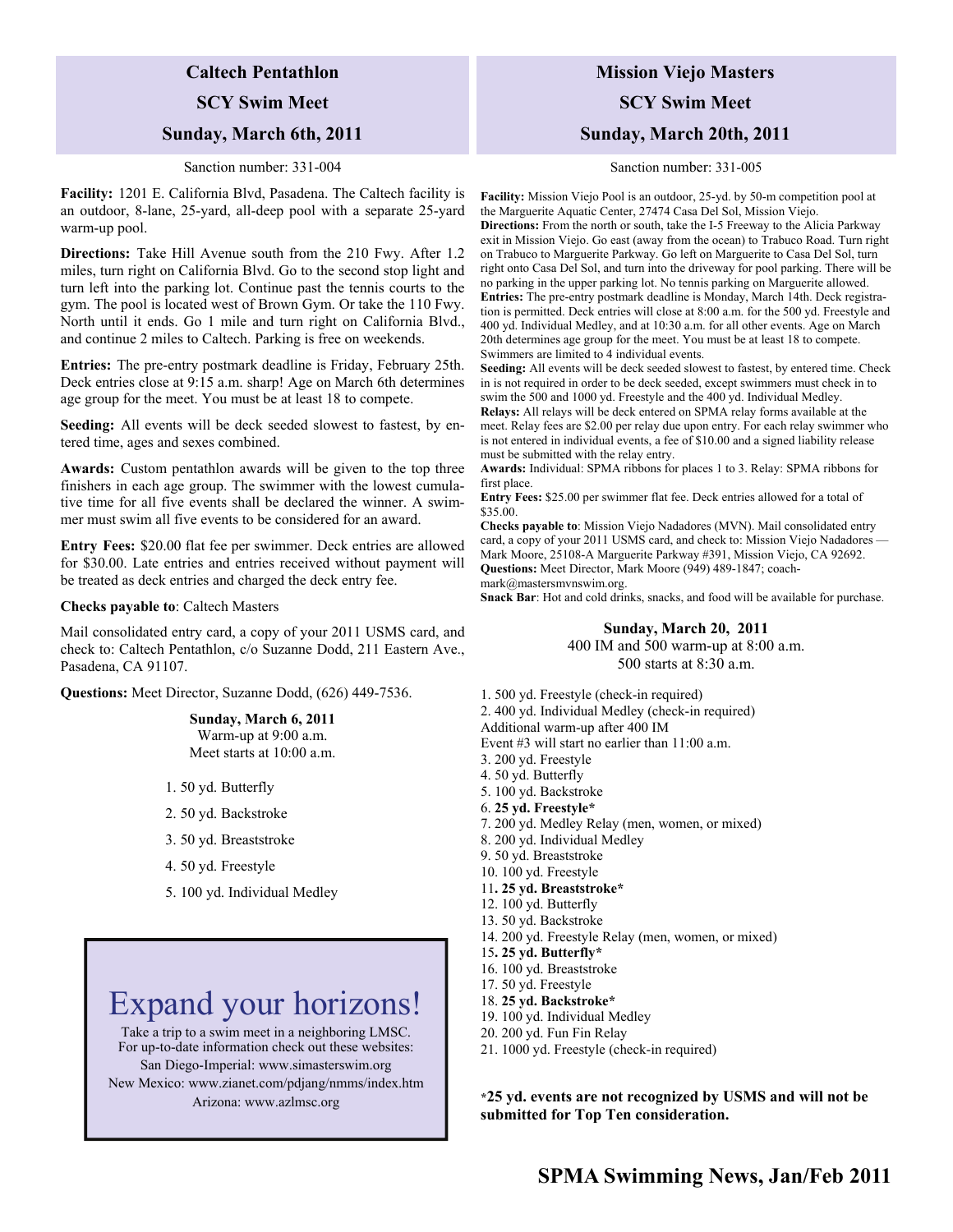## Caltech Pentathlon

## SCY Swim Meet

## Sunday, March 6th, 2011

Sanction number: 331-004

**Facility:** 1201 E. California Blvd, Pasadena. The Caltech facility is an outdoor, 8-lane, 25-yard, all-deep pool with a separate 25-yard warm-up pool.

**Directions:** Take Hill Avenue south from the 210 Fwy. After 1.2 miles, turn right on California Blvd. Go to the second stop light and turn left into the parking lot. Continue past the tennis courts to the gym. The pool is located west of Brown Gym. Or take the 110 Fwy. North until it ends. Go 1 mile and turn right on California Blvd., and continue 2 miles to Caltech. Parking is free on weekends.

**Entries:** The pre-entry postmark deadline is Friday, February 25th. Deck entries close at 9:15 a.m. sharp! Age on March 6th determines age group for the meet. You must be at least 18 to compete.

**Seeding:** All events will be deck seeded slowest to fastest, by entered time, ages and sexes combined.

**Awards:** Custom pentathlon awards will be given to the top three finishers in each age group. The swimmer with the lowest cumulative time for all five events shall be declared the winner. A swimmer must swim all five events to be considered for an award.

**Entry Fees:** $20.00 flat fee per swimmer. Deck entries are allowed for $30.00. Late entries and entries received without payment will be treated as deck entries and charged the deck entry fee.

**Checks payable to**: Caltech Masters

Mail consolidated entry card, a copy of your 2011 USMS card, and check to: Caltech Pentathlon, c/o Suzanne Dodd, 211 Eastern Ave., Pasadena, CA 91107.

**Questions:** Meet Director, Suzanne Dodd, (626) 449-7536.

**Sunday, March 6, 2011**
Warm-up at 9:00 a.m.
Meet starts at 10:00 a.m.

1. 50 yd. Butterfly
2. 50 yd. Backstroke
3. 50 yd. Breaststroke
4. 50 yd. Freestyle
5. 100 yd. Individual Medley

## Expand your horizons!

Take a trip to a swim meet in a neighboring LMSC.
For up-to-date information check out these websites:
San Diego-Imperial: www.simasterswim.org
New Mexico: www.zianet.com/pdjang/nmms/index.htm
Arizona: www.azlmsc.org

## Mission Viejo Masters

## SCY Swim Meet

## Sunday, March 20th, 2011

Sanction number: 331-005

**Facility:** Mission Viejo Pool is an outdoor, 25-yd. by 50-m competition pool at the Marguerite Aquatic Center, 27474 Casa Del Sol, Mission Viejo.
**Directions:** From the north or south, take the I-5 Freeway to the Alicia Parkway exit in Mission Viejo. Go east (away from the ocean) to Trabuco Road. Turn right on Trabuco to Marguerite Parkway. Go left on Marguerite to Casa Del Sol, turn right onto Casa Del Sol, and turn into the driveway for pool parking. There will be no parking in the upper parking lot. No tennis parking on Marguerite allowed.
**Entries:** The pre-entry postmark deadline is Monday, March 14th. Deck registration is permitted. Deck entries will close at 8:00 a.m. for the 500 yd. Freestyle and 400 yd. Individual Medley, and at 10:30 a.m. for all other events. Age on March 20th determines age group for the meet. You must be at least 18 to compete. Swimmers are limited to 4 individual events.
**Seeding:** All events will be deck seeded slowest to fastest, by entered time. Check in is not required in order to be deck seeded, except swimmers must check in to swim the 500 and 1000 yd. Freestyle and the 400 yd. Individual Medley.
**Relays:** All relays will be deck entered on SPMA relay forms available at the meet. Relay fees are $2.00 per relay due upon entry. For each relay swimmer who is not entered in individual events, a fee of $10.00 and a signed liability release must be submitted with the relay entry.
**Awards:** Individual: SPMA ribbons for places 1 to 3. Relay: SPMA ribbons for first place.
**Entry Fees:** $25.00 per swimmer flat fee. Deck entries allowed for a total of $35.00.
**Checks payable to**: Mission Viejo Nadadores (MVN). Mail consolidated entry card, a copy of your 2011 USMS card, and check to: Mission Viejo Nadadores — Mark Moore, 25108-A Marguerite Parkway #391, Mission Viejo, CA 92692.
**Questions:** Meet Director, Mark Moore (949) 489-1847; coachmark@mastersmvnswim.org.
**Snack Bar**: Hot and cold drinks, snacks, and food will be available for purchase.

**Sunday, March 20, 2011**
400 IM and 500 warm-up at 8:00 a.m.
500 starts at 8:30 a.m.

1. 500 yd. Freestyle (check-in required)
2. 400 yd. Individual Medley (check-in required)

Additional warm-up after 400 IM
Event #3 will start no earlier than 11:00 a.m.

3. 200 yd. Freestyle
4. 50 yd. Butterfly
5. 100 yd. Backstroke
6. **25 yd. Freestyle***
7. 200 yd. Medley Relay (men, women, or mixed)
8. 200 yd. Individual Medley
9. 50 yd. Breaststroke
10. 100 yd. Freestyle
11. **25 yd. Breaststroke***
12. 100 yd. Butterfly
13. 50 yd. Backstroke
14. 200 yd. Freestyle Relay (men, women, or mixed)
15. **25 yd. Butterfly***
16. 100 yd. Breaststroke
17. 50 yd. Freestyle
18. **25 yd. Backstroke***
19. 100 yd. Individual Medley
20. 200 yd. Fun Fin Relay
21. 1000 yd. Freestyle (check-in required)

***25 yd. events are not recognized by USMS and will not be submitted for Top Ten consideration.**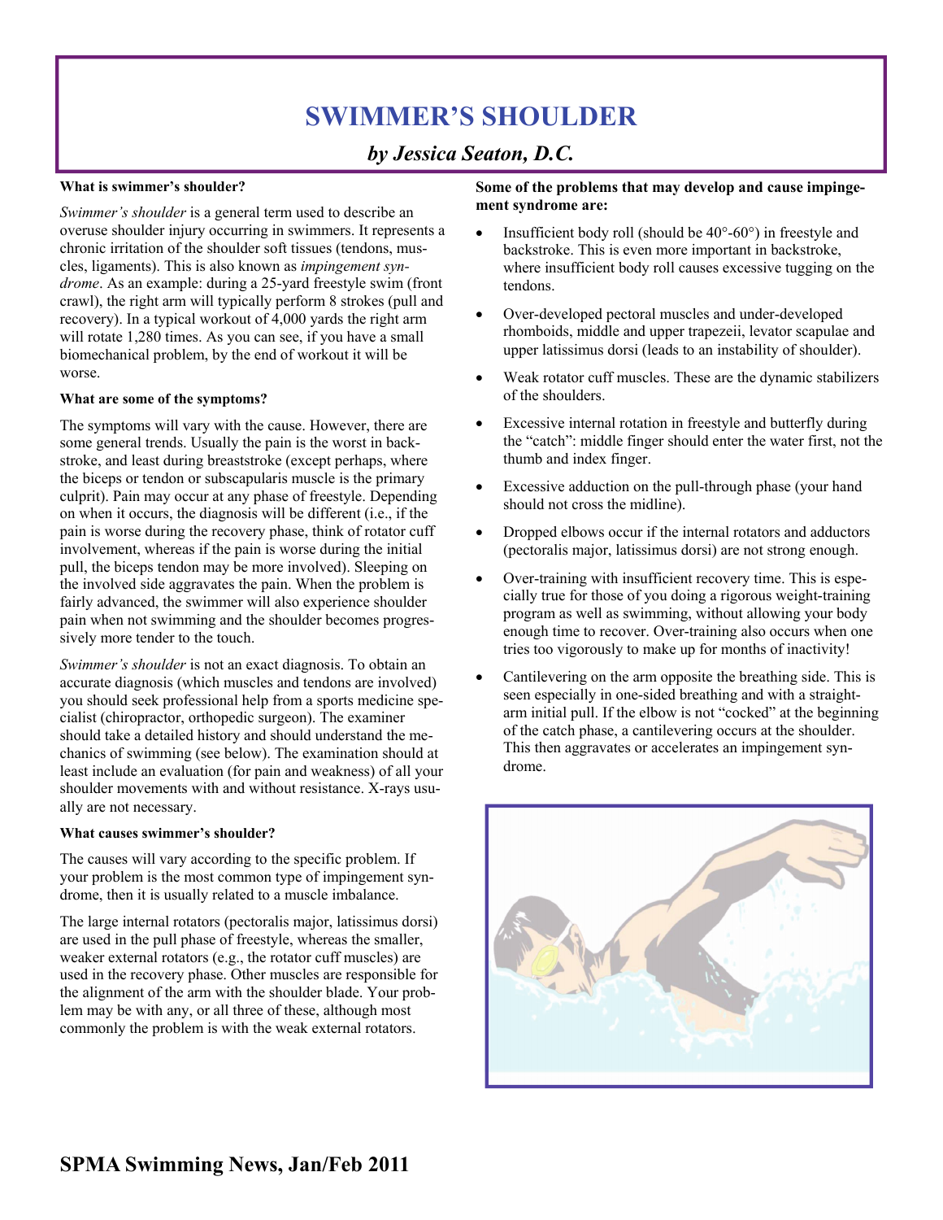# SWIMMER'S SHOULDER

### *by Jessica Seaton, D.C.*

**What is swimmer's shoulder?**

*Swimmer's shoulder* is a general term used to describe an overuse shoulder injury occurring in swimmers. It represents a chronic irritation of the shoulder soft tissues (tendons, muscles, ligaments). This is also known as *impingement syndrome*. As an example: during a 25-yard freestyle swim (front crawl), the right arm will typically perform 8 strokes (pull and recovery). In a typical workout of 4,000 yards the right arm will rotate 1,280 times. As you can see, if you have a small biomechanical problem, by the end of workout it will be worse.

**What are some of the symptoms?**

The symptoms will vary with the cause. However, there are some general trends. Usually the pain is the worst in backstroke, and least during breaststroke (except perhaps, where the biceps or tendon or subscapularis muscle is the primary culprit). Pain may occur at any phase of freestyle. Depending on when it occurs, the diagnosis will be different (i.e., if the pain is worse during the recovery phase, think of rotator cuff involvement, whereas if the pain is worse during the initial pull, the biceps tendon may be more involved). Sleeping on the involved side aggravates the pain. When the problem is fairly advanced, the swimmer will also experience shoulder pain when not swimming and the shoulder becomes progressively more tender to the touch.

*Swimmer's shoulder* is not an exact diagnosis. To obtain an accurate diagnosis (which muscles and tendons are involved) you should seek professional help from a sports medicine specialist (chiropractor, orthopedic surgeon). The examiner should take a detailed history and should understand the mechanics of swimming (see below). The examination should at least include an evaluation (for pain and weakness) of all your shoulder movements with and without resistance. X-rays usually are not necessary.

**What causes swimmer's shoulder?**

The causes will vary according to the specific problem. If your problem is the most common type of impingement syndrome, then it is usually related to a muscle imbalance.

The large internal rotators (pectoralis major, latissimus dorsi) are used in the pull phase of freestyle, whereas the smaller, weaker external rotators (e.g., the rotator cuff muscles) are used in the recovery phase. Other muscles are responsible for the alignment of the arm with the shoulder blade. Your problem may be with any, or all three of these, although most commonly the problem is with the weak external rotators.

**Some of the problems that may develop and cause impingement syndrome are:**

- Insufficient body roll (should be 40°-60°) in freestyle and backstroke. This is even more important in backstroke, where insufficient body roll causes excessive tugging on the tendons.
- Over-developed pectoral muscles and under-developed rhomboids, middle and upper trapezeii, levator scapulae and upper latissimus dorsi (leads to an instability of shoulder).
- Weak rotator cuff muscles. These are the dynamic stabilizers of the shoulders.
- Excessive internal rotation in freestyle and butterfly during the "catch": middle finger should enter the water first, not the thumb and index finger.
- Excessive adduction on the pull-through phase (your hand should not cross the midline).
- Dropped elbows occur if the internal rotators and adductors (pectoralis major, latissimus dorsi) are not strong enough.
- Over-training with insufficient recovery time. This is especially true for those of you doing a rigorous weight-training program as well as swimming, without allowing your body enough time to recover. Over-training also occurs when one tries too vigorously to make up for months of inactivity!
- Cantilevering on the arm opposite the breathing side. This is seen especially in one-sided breathing and with a straight-arm initial pull. If the elbow is not "cocked" at the beginning of the catch phase, a cantilevering occurs at the shoulder. This then aggravates or accelerates an impingement syndrome.

**SPMA Swimming News, Jan/Feb 2011**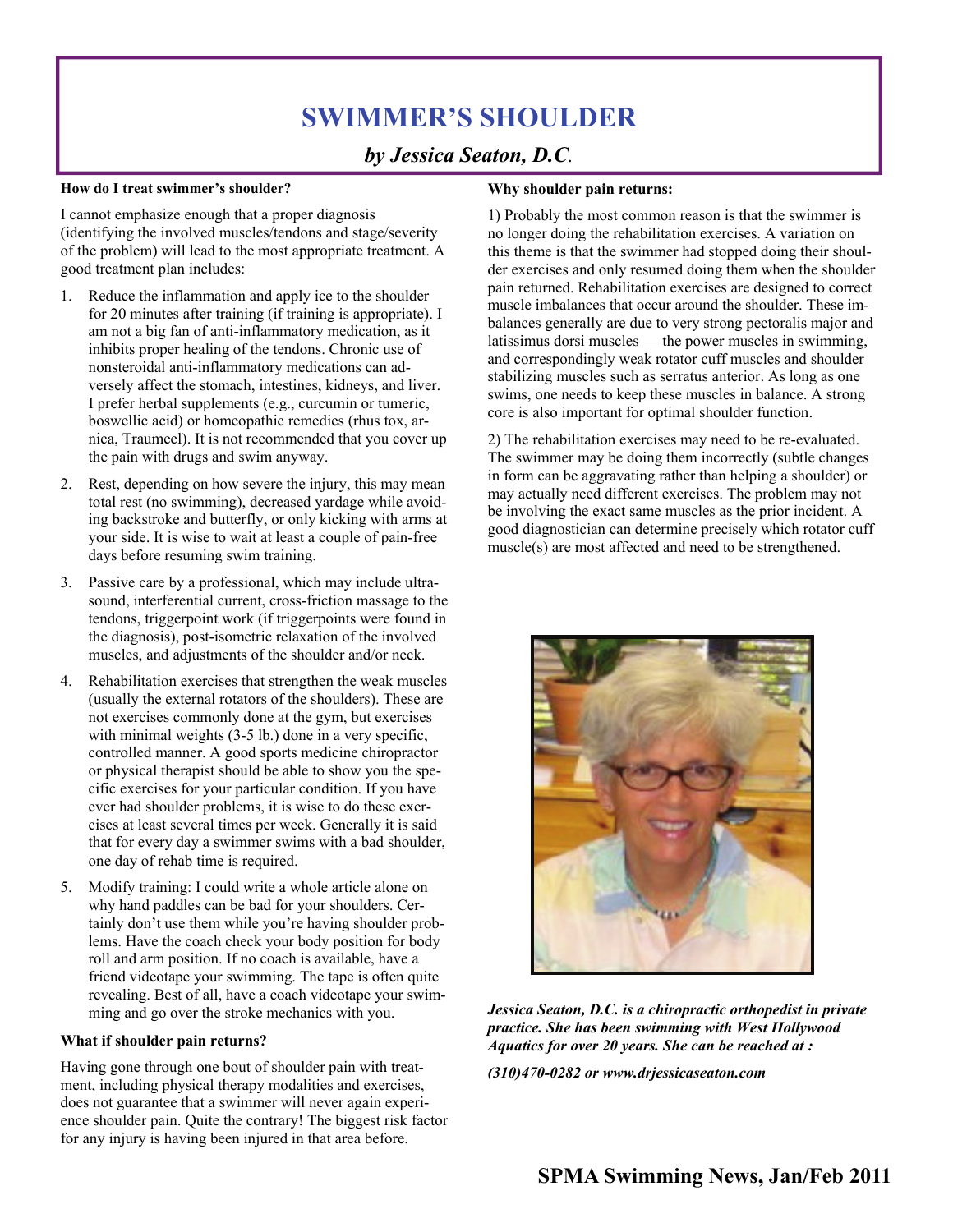# SWIMMER'S SHOULDER

### *by Jessica Seaton, D.C.*

**How do I treat swimmer's shoulder?**

I cannot emphasize enough that a proper diagnosis (identifying the involved muscles/tendons and stage/severity of the problem) will lead to the most appropriate treatment. A good treatment plan includes:

1. Reduce the inflammation and apply ice to the shoulder for 20 minutes after training (if training is appropriate). I am not a big fan of anti-inflammatory medication, as it inhibits proper healing of the tendons. Chronic use of nonsteroidal anti-inflammatory medications can adversely affect the stomach, intestines, kidneys, and liver. I prefer herbal supplements (e.g., curcumin or tumeric, boswellic acid) or homeopathic remedies (rhus tox, arnica, Traumeel). It is not recommended that you cover up the pain with drugs and swim anyway.
2. Rest, depending on how severe the injury, this may mean total rest (no swimming), decreased yardage while avoiding backstroke and butterfly, or only kicking with arms at your side. It is wise to wait at least a couple of pain-free days before resuming swim training.
3. Passive care by a professional, which may include ultrasound, interferential current, cross-friction massage to the tendons, triggerpoint work (if triggerpoints were found in the diagnosis), post-isometric relaxation of the involved muscles, and adjustments of the shoulder and/or neck.
4. Rehabilitation exercises that strengthen the weak muscles (usually the external rotators of the shoulders). These are not exercises commonly done at the gym, but exercises with minimal weights (3-5 lb.) done in a very specific, controlled manner. A good sports medicine chiropractor or physical therapist should be able to show you the specific exercises for your particular condition. If you have ever had shoulder problems, it is wise to do these exercises at least several times per week. Generally it is said that for every day a swimmer swims with a bad shoulder, one day of rehab time is required.
5. Modify training: I could write a whole article alone on why hand paddles can be bad for your shoulders. Certainly don't use them while you're having shoulder problems. Have the coach check your body position for body roll and arm position. If no coach is available, have a friend videotape your swimming. The tape is often quite revealing. Best of all, have a coach videotape your swimming and go over the stroke mechanics with you.

**What if shoulder pain returns?**

Having gone through one bout of shoulder pain with treatment, including physical therapy modalities and exercises, does not guarantee that a swimmer will never again experience shoulder pain. Quite the contrary! The biggest risk factor for any injury is having been injured in that area before.

**Why shoulder pain returns:**

1) Probably the most common reason is that the swimmer is no longer doing the rehabilitation exercises. A variation on this theme is that the swimmer had stopped doing their shoulder exercises and only resumed doing them when the shoulder pain returned. Rehabilitation exercises are designed to correct muscle imbalances that occur around the shoulder. These imbalances generally are due to very strong pectoralis major and latissimus dorsi muscles — the power muscles in swimming, and correspondingly weak rotator cuff muscles and shoulder stabilizing muscles such as serratus anterior. As long as one swims, one needs to keep these muscles in balance. A strong core is also important for optimal shoulder function.

2) The rehabilitation exercises may need to be re-evaluated. The swimmer may be doing them incorrectly (subtle changes in form can be aggravating rather than helping a shoulder) or may actually need different exercises. The problem may not be involving the exact same muscles as the prior incident. A good diagnostician can determine precisely which rotator cuff muscle(s) are most affected and need to be strengthened.

***Jessica Seaton, D.C. is a chiropractic orthopedist in private practice. She has been swimming with West Hollywood Aquatics for over 20 years. She can be reached at :***

***(310)470-0282 or www.drjessicaseaton.com***

**SPMA Swimming News, Jan/Feb 2011**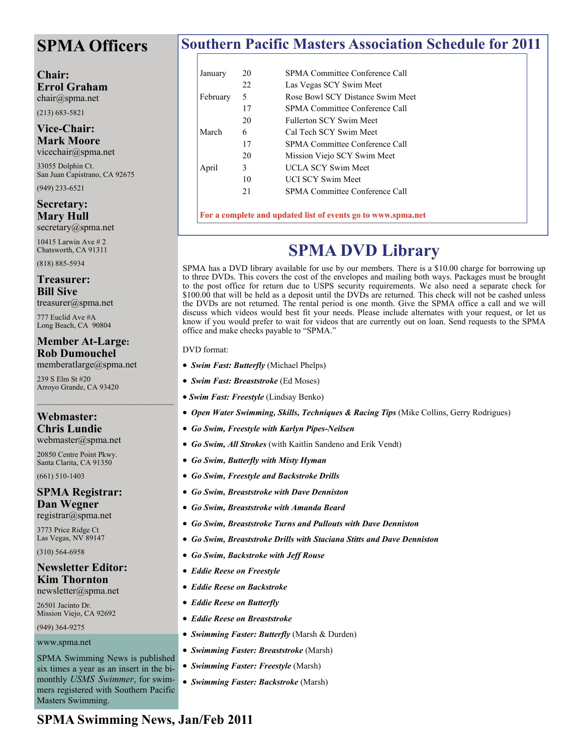# SPMA Officers

**Chair:**
**Errol Graham**
chair@spma.net
(213) 683-5821

**Vice-Chair:**
**Mark Moore**
vicechair@spma.net
33055 Dolphin Ct.
San Juan Capistrano, CA 92675
(949) 233-6521

**Secretary:**
**Mary Hull**
secretary@spma.net
10415 Larwin Ave # 2
Chatsworth, CA 91311
(818) 885-5934

**Treasurer:**
**Bill Sive**
treasurer@spma.net
777 Euclid Ave #A
Long Beach, CA 90804

**Member At-Large:**
**Rob Dumouchel**
memberatlarge@spma.net
239 S Elm St #20
Arroyo Grande, CA 93420

---

**Webmaster:**
**Chris Lundie**
webmaster@spma.net
20850 Centre Point Pkwy.
Santa Clarita, CA 91350
(661) 510-1403

**SPMA Registrar:**
**Dan Wegner**
registrar@spma.net
3773 Price Ridge Ct
Las Vegas, NV 89147
(310) 564-6958

**Newsletter Editor:**
**Kim Thornton**
newsletter@spma.net
26501 Jacinto Dr.
Mission Viejo, CA 92692
(949) 364-9275

www.spma.net

SPMA Swimming News is published six times a year as an insert in the bi-monthly *USMS Swimmer*, for swimmers registered with Southern Pacific Masters Swimming.

## Southern Pacific Masters Association Schedule for 2011

| | | |
|---|---|---|
| January | 20 | SPMA Committee Conference Call |
| | 22 | Las Vegas SCY Swim Meet |
| February | 5 | Rose Bowl SCY Distance Swim Meet |
| | 17 | SPMA Committee Conference Call |
| | 20 | Fullerton SCY Swim Meet |
| March | 6 | Cal Tech SCY Swim Meet |
| | 17 | SPMA Committee Conference Call |
| | 20 | Mission Viejo SCY Swim Meet |
| April | 3 | UCLA SCY Swim Meet |
| | 10 | UCI SCY Swim Meet |
| | 21 | SPMA Committee Conference Call |

**For a complete and updated list of events go to www.spma.net**

# SPMA DVD Library

SPMA has a DVD library available for use by our members. There is a $10.00 charge for borrowing up to three DVDs. This covers the cost of the envelopes and mailing both ways. Packages must be brought to the post office for return due to USPS security requirements. We also need a separate check for $100.00 that will be held as a deposit until the DVDs are returned. This check will not be cashed unless the DVDs are not returned. The rental period is one month. Give the SPMA office a call and we will discuss which videos would best fit your needs. Please include alternates with your request, or let us know if you would prefer to wait for videos that are currently out on loan. Send requests to the SPMA office and make checks payable to "SPMA."

DVD format:

- ***Swim Fast: Butterfly*** (Michael Phelps)
- ***Swim Fast: Breaststroke*** (Ed Moses)
- ***Swim Fast: Freestyle*** (Lindsay Benko)
- ***Open Water Swimming, Skills, Techniques & Racing Tips*** (Mike Collins, Gerry Rodrigues)
- ***Go Swim, Freestyle with Karlyn Pipes-Neilsen***
- ***Go Swim, All Strokes*** (with Kaitlin Sandeno and Erik Vendt)
- ***Go Swim, Butterfly with Misty Hyman***
- ***Go Swim, Freestyle and Backstroke Drills***
- ***Go Swim, Breaststroke with Dave Denniston***
- ***Go Swim, Breaststroke with Amanda Beard***
- ***Go Swim, Breaststroke Turns and Pullouts with Dave Denniston***
- ***Go Swim, Breaststroke Drills with Staciana Stitts and Dave Denniston***
- ***Go Swim, Backstroke with Jeff Rouse***
- ***Eddie Reese on Freestyle***
- ***Eddie Reese on Backstroke***
- ***Eddie Reese on Butterfly***
- ***Eddie Reese on Breaststroke***
- ***Swimming Faster: Butterfly*** (Marsh & Durden)
- ***Swimming Faster: Breaststroke*** (Marsh)
- ***Swimming Faster: Freestyle*** (Marsh)
- ***Swimming Faster: Backstroke*** (Marsh)